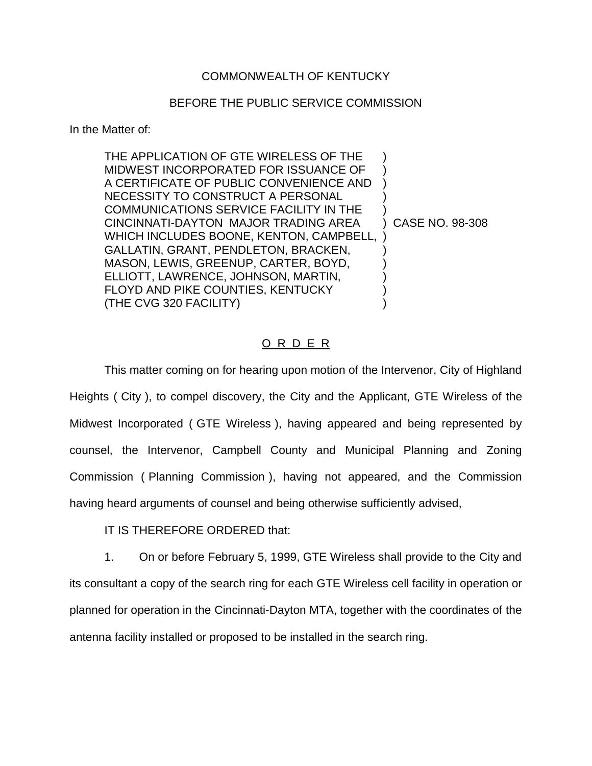COMMONWEALTH OF KENTUCKY

BEFORE THE PUBLIC SERVICE COMMISSION

In the Matter of:

| | | |
|---|---|---|
| THE APPLICATION OF GTE WIRELESS OF THE MIDWEST INCORPORATED FOR ISSUANCE OF A CERTIFICATE OF PUBLIC CONVENIENCE AND NECESSITY TO CONSTRUCT A PERSONAL COMMUNICATIONS SERVICE FACILITY IN THE CINCINNATI-DAYTON MAJOR TRADING AREA WHICH INCLUDES BOONE, KENTON, CAMPBELL, GALLATIN, GRANT, PENDLETON, BRACKEN, MASON, LEWIS, GREENUP, CARTER, BOYD, ELLIOTT, LAWRENCE, JOHNSON, MARTIN, FLOYD AND PIKE COUNTIES, KENTUCKY (THE CVG 320 FACILITY) | ) | CASE NO. 98-308 |

O R D E R

This matter coming on for hearing upon motion of the Intervenor, City of Highland Heights ( City ), to compel discovery, the City and the Applicant, GTE Wireless of the Midwest Incorporated ( GTE Wireless ), having appeared and being represented by counsel, the Intervenor, Campbell County and Municipal Planning and Zoning Commission ( Planning Commission ), having not appeared, and the Commission having heard arguments of counsel and being otherwise sufficiently advised,

IT IS THEREFORE ORDERED that:

1. On or before February 5, 1999, GTE Wireless shall provide to the City and its consultant a copy of the search ring for each GTE Wireless cell facility in operation or planned for operation in the Cincinnati-Dayton MTA, together with the coordinates of the antenna facility installed or proposed to be installed in the search ring.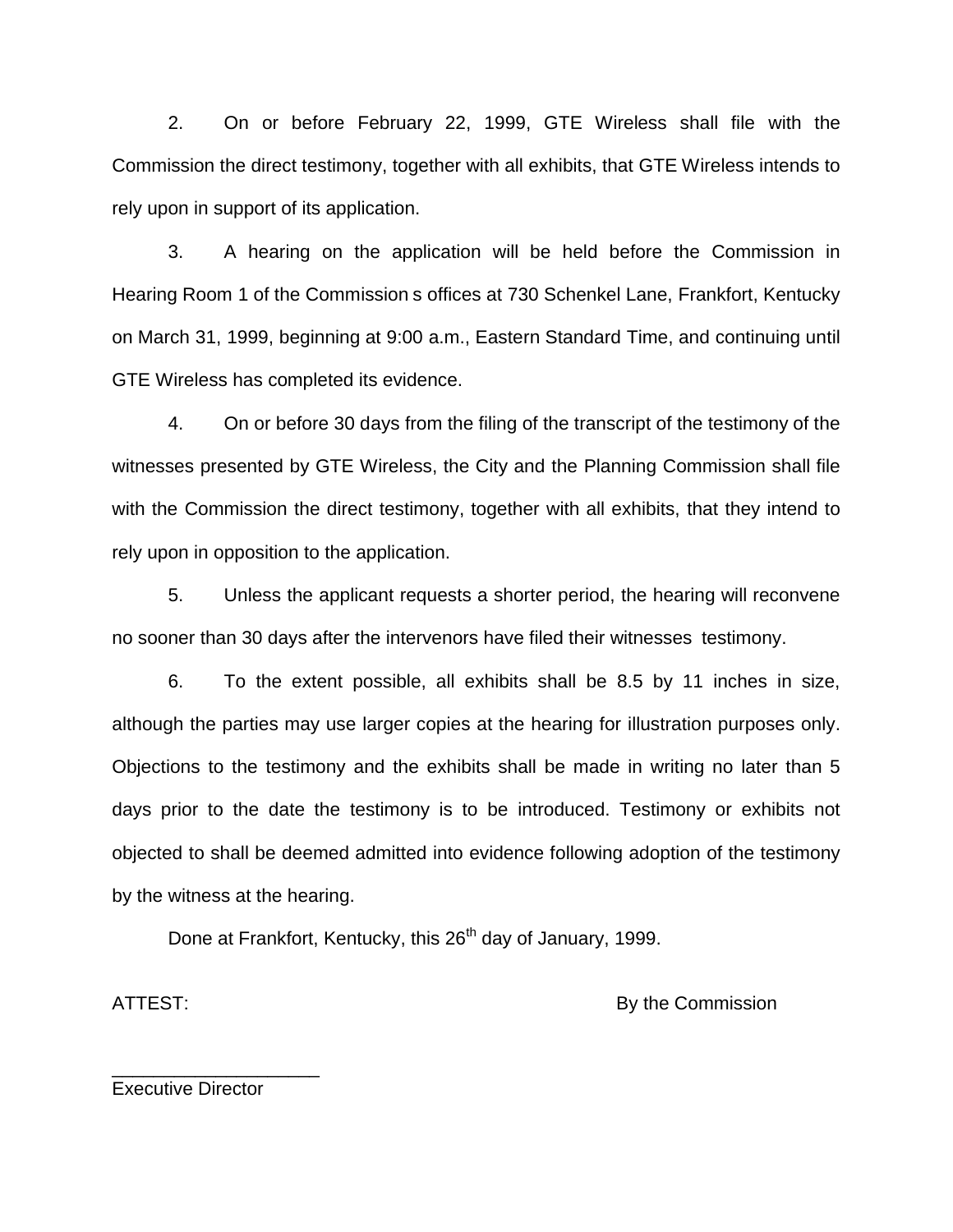2. On or before February 22, 1999, GTE Wireless shall file with the Commission the direct testimony, together with all exhibits, that GTE Wireless intends to rely upon in support of its application.

3. A hearing on the application will be held before the Commission in Hearing Room 1 of the Commission s offices at 730 Schenkel Lane, Frankfort, Kentucky on March 31, 1999, beginning at 9:00 a.m., Eastern Standard Time, and continuing until GTE Wireless has completed its evidence.

4. On or before 30 days from the filing of the transcript of the testimony of the witnesses presented by GTE Wireless, the City and the Planning Commission shall file with the Commission the direct testimony, together with all exhibits, that they intend to rely upon in opposition to the application.

5. Unless the applicant requests a shorter period, the hearing will reconvene no sooner than 30 days after the intervenors have filed their witnesses testimony.

6. To the extent possible, all exhibits shall be 8.5 by 11 inches in size, although the parties may use larger copies at the hearing for illustration purposes only. Objections to the testimony and the exhibits shall be made in writing no later than 5 days prior to the date the testimony is to be introduced. Testimony or exhibits not objected to shall be deemed admitted into evidence following adoption of the testimony by the witness at the hearing.

Done at Frankfort, Kentucky, this 26th day of January, 1999.

ATTEST: By the Commission

____________________
Executive Director